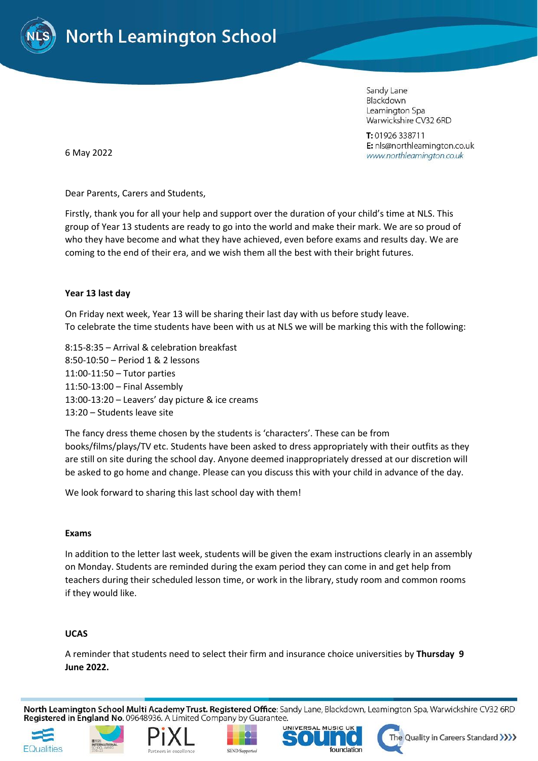# North Leamington School

Sandy Lane
Blackdown
Leamington Spa
Warwickshire CV32 6RD

**T:** 01926 338711
**E:** nls@northleamington.co.uk
www.northleamington.co.uk

6 May 2022

Dear Parents, Carers and Students,

Firstly, thank you for all your help and support over the duration of your child's time at NLS. This group of Year 13 students are ready to go into the world and make their mark. We are so proud of who they have become and what they have achieved, even before exams and results day. We are coming to the end of their era, and we wish them all the best with their bright futures.

**Year 13 last day**

On Friday next week, Year 13 will be sharing their last day with us before study leave.
To celebrate the time students have been with us at NLS we will be marking this with the following:

8:15-8:35 – Arrival & celebration breakfast
8:50-10:50 – Period 1 & 2 lessons
11:00-11:50 – Tutor parties
11:50-13:00 – Final Assembly
13:00-13:20 – Leavers' day picture & ice creams
13:20 – Students leave site

The fancy dress theme chosen by the students is 'characters'. These can be from books/films/plays/TV etc. Students have been asked to dress appropriately with their outfits as they are still on site during the school day. Anyone deemed inappropriately dressed at our discretion will be asked to go home and change. Please can you discuss this with your child in advance of the day.

We look forward to sharing this last school day with them!

**Exams**

In addition to the letter last week, students will be given the exam instructions clearly in an assembly on Monday. Students are reminded during the exam period they can come in and get help from teachers during their scheduled lesson time, or work in the library, study room and common rooms if they would like.

**UCAS**

A reminder that students need to select their firm and insurance choice universities by **Thursday 9 June 2022.**

**North Leamington School Multi Academy Trust. Registered Office**: Sandy Lane, Blackdown, Leamington Spa, Warwickshire CV32 6RD
**Registered in England No.** 09648936. A Limited Company by Guarantee.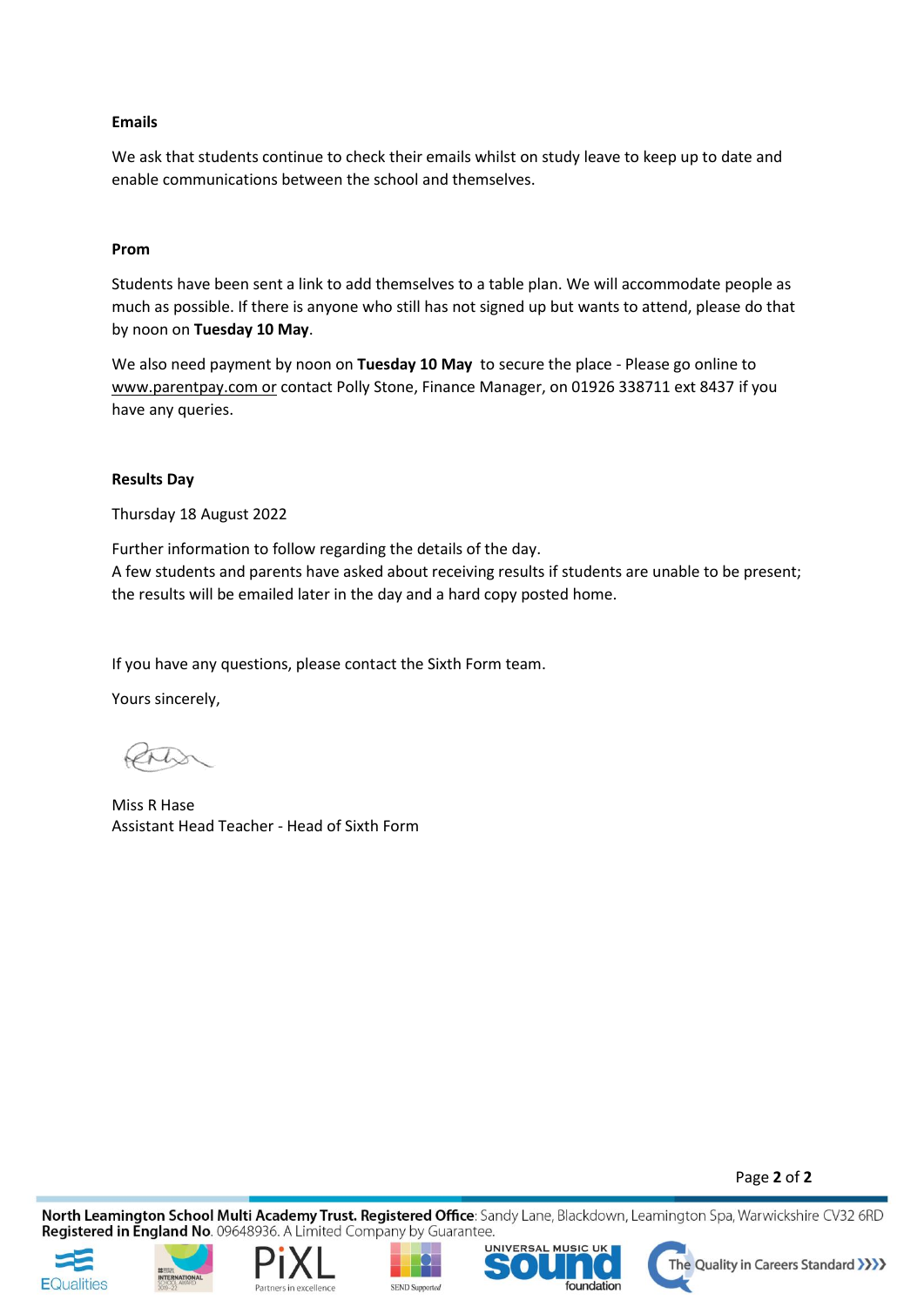**Emails**

We ask that students continue to check their emails whilst on study leave to keep up to date and enable communications between the school and themselves.

**Prom**

Students have been sent a link to add themselves to a table plan. We will accommodate people as much as possible. If there is anyone who still has not signed up but wants to attend, please do that by noon on **Tuesday 10 May**.

We also need payment by noon on **Tuesday 10 May** to secure the place - Please go online to www.parentpay.com or contact Polly Stone, Finance Manager, on 01926 338711 ext 8437 if you have any queries.

**Results Day**

Thursday 18 August 2022

Further information to follow regarding the details of the day.
A few students and parents have asked about receiving results if students are unable to be present; the results will be emailed later in the day and a hard copy posted home.

If you have any questions, please contact the Sixth Form team.

Yours sincerely,

Miss R Hase
Assistant Head Teacher - Head of Sixth Form

**North Leamington School Multi Academy Trust. Registered Office**: Sandy Lane, Blackdown, Leamington Spa, Warwickshire CV32 6RD
**Registered in England No**. 09648936. A Limited Company by Guarantee.